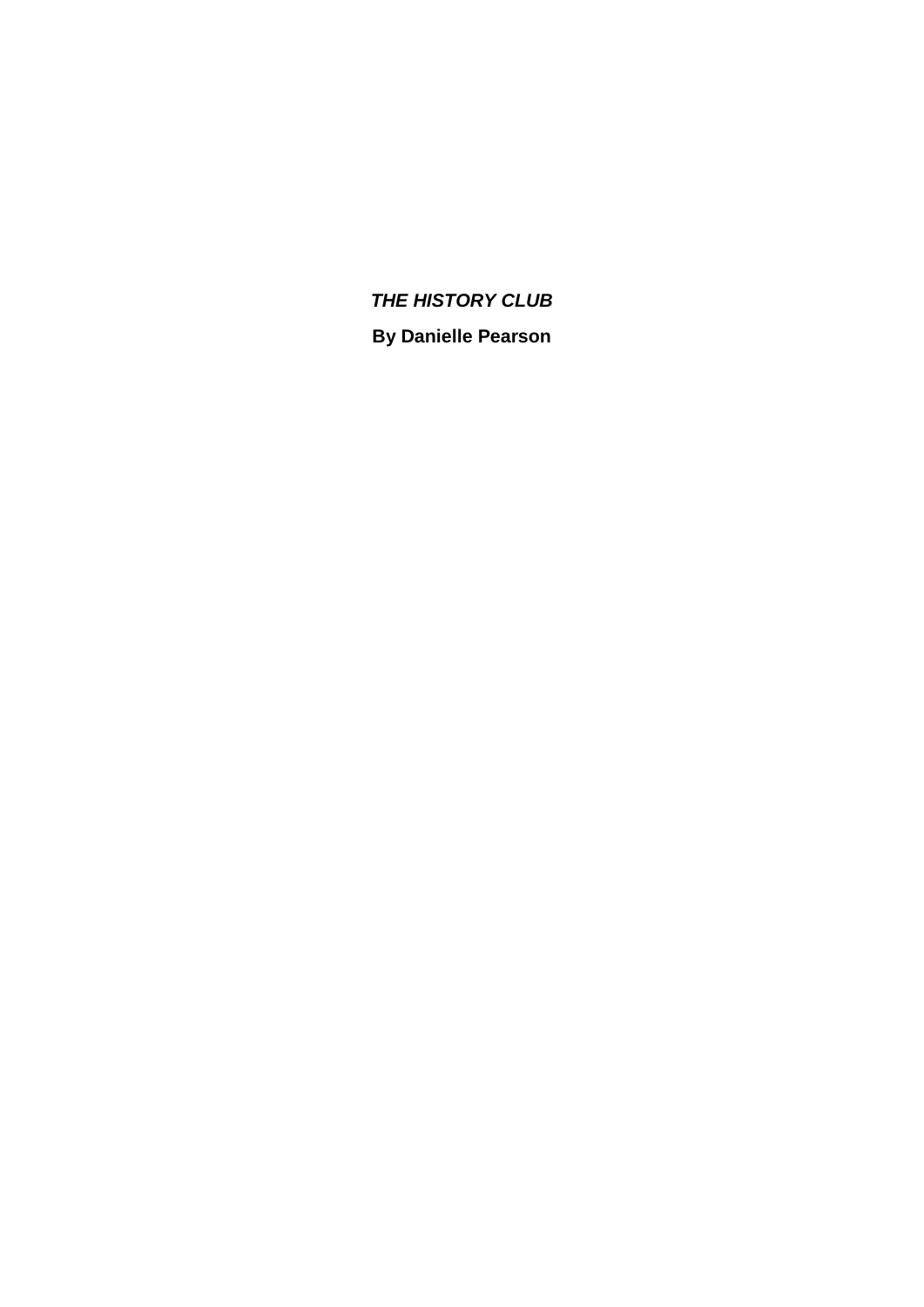***THE HISTORY CLUB***

**By Danielle Pearson**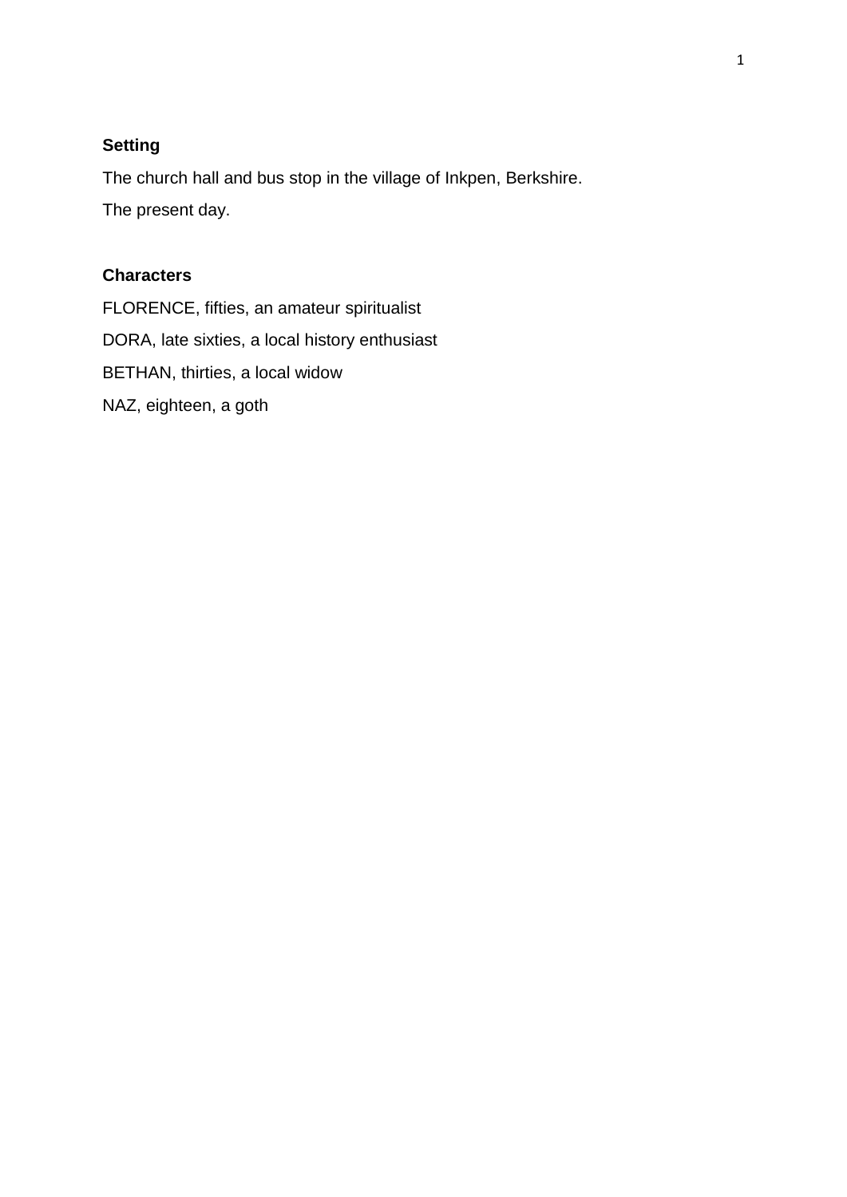**Setting**

The church hall and bus stop in the village of Inkpen, Berkshire.

The present day.

**Characters**

FLORENCE, fifties, an amateur spiritualist

DORA, late sixties, a local history enthusiast

BETHAN, thirties, a local widow

NAZ, eighteen, a goth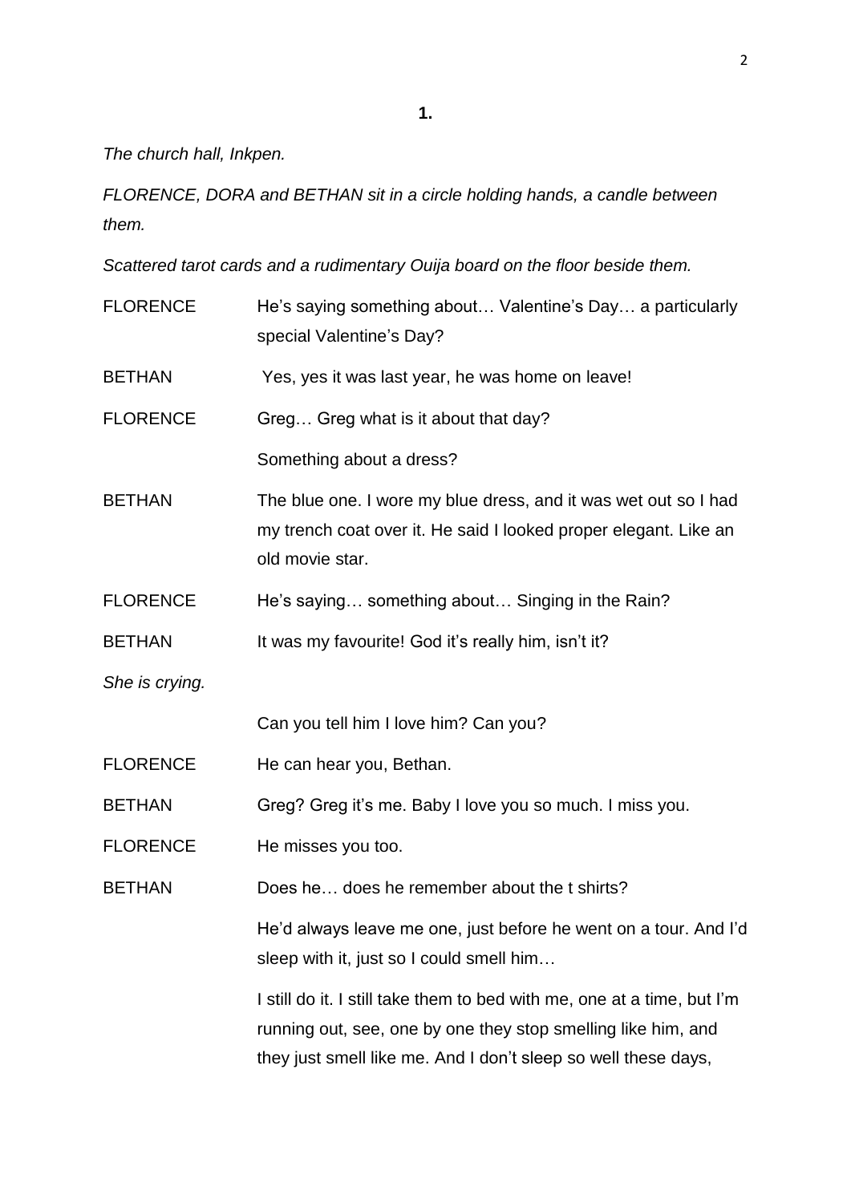**1.**

*The church hall, Inkpen.*

*FLORENCE, DORA and BETHAN sit in a circle holding hands, a candle between them.*

*Scattered tarot cards and a rudimentary Ouija board on the floor beside them.*

FLORENCE He's saying something about… Valentine's Day… a particularly special Valentine's Day?

BETHAN Yes, yes it was last year, he was home on leave!

FLORENCE Greg… Greg what is it about that day?

Something about a dress?

BETHAN The blue one. I wore my blue dress, and it was wet out so I had my trench coat over it. He said I looked proper elegant. Like an old movie star.

FLORENCE He's saying… something about… Singing in the Rain?

BETHAN It was my favourite! God it's really him, isn't it?

*She is crying.*

Can you tell him I love him? Can you?

FLORENCE He can hear you, Bethan.

BETHAN Greg? Greg it's me. Baby I love you so much. I miss you.

FLORENCE He misses you too.

BETHAN Does he… does he remember about the t shirts?

He'd always leave me one, just before he went on a tour. And I'd sleep with it, just so I could smell him…

I still do it. I still take them to bed with me, one at a time, but I'm running out, see, one by one they stop smelling like him, and they just smell like me. And I don't sleep so well these days,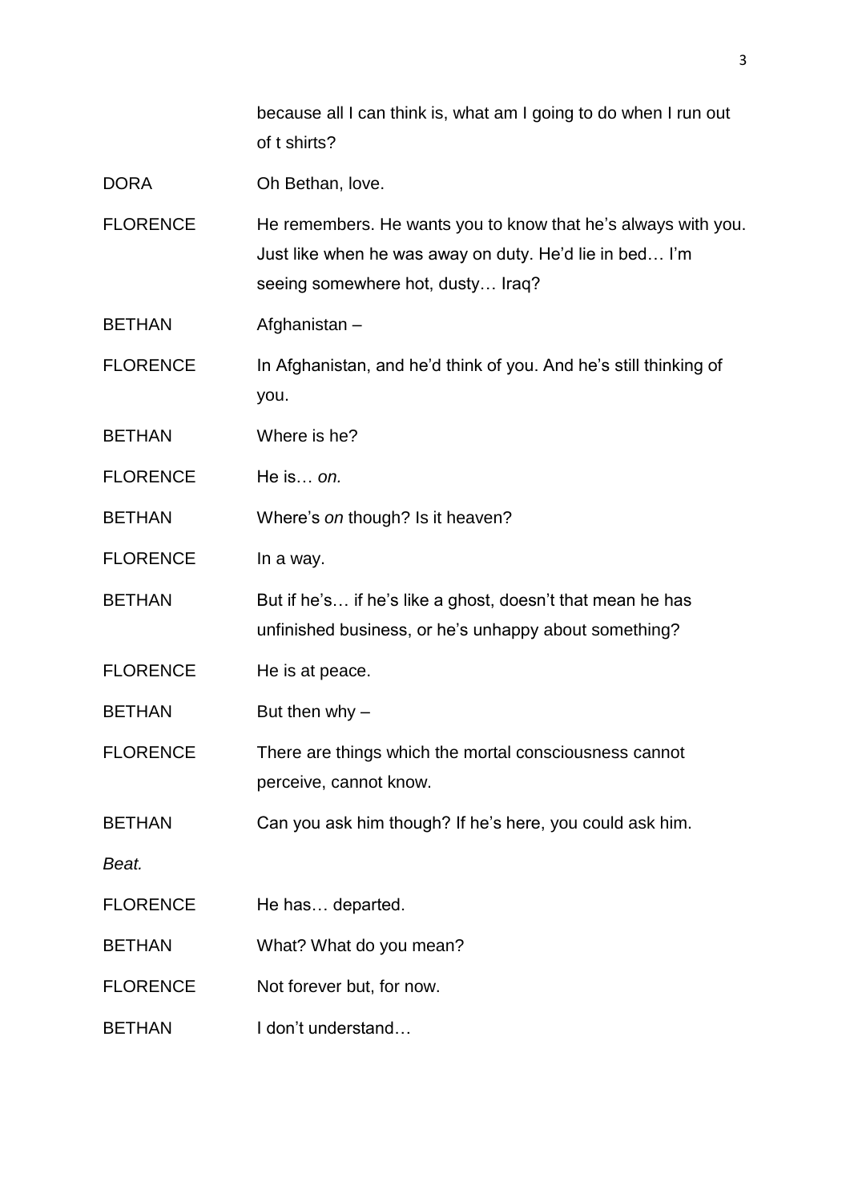because all I can think is, what am I going to do when I run out of t shirts?

DORA Oh Bethan, love.

FLORENCE He remembers. He wants you to know that he's always with you. Just like when he was away on duty. He'd lie in bed… I'm seeing somewhere hot, dusty… Iraq?

BETHAN Afghanistan –

FLORENCE In Afghanistan, and he'd think of you. And he's still thinking of you.

BETHAN Where is he?

FLORENCE He is… *on.*

BETHAN Where's *on* though? Is it heaven?

FLORENCE In a way.

BETHAN But if he's… if he's like a ghost, doesn't that mean he has unfinished business, or he's unhappy about something?

FLORENCE He is at peace.

BETHAN But then why –

FLORENCE There are things which the mortal consciousness cannot perceive, cannot know.

BETHAN Can you ask him though? If he's here, you could ask him.

*Beat.*

FLORENCE He has… departed.

BETHAN What? What do you mean?

FLORENCE Not forever but, for now.

BETHAN I don't understand…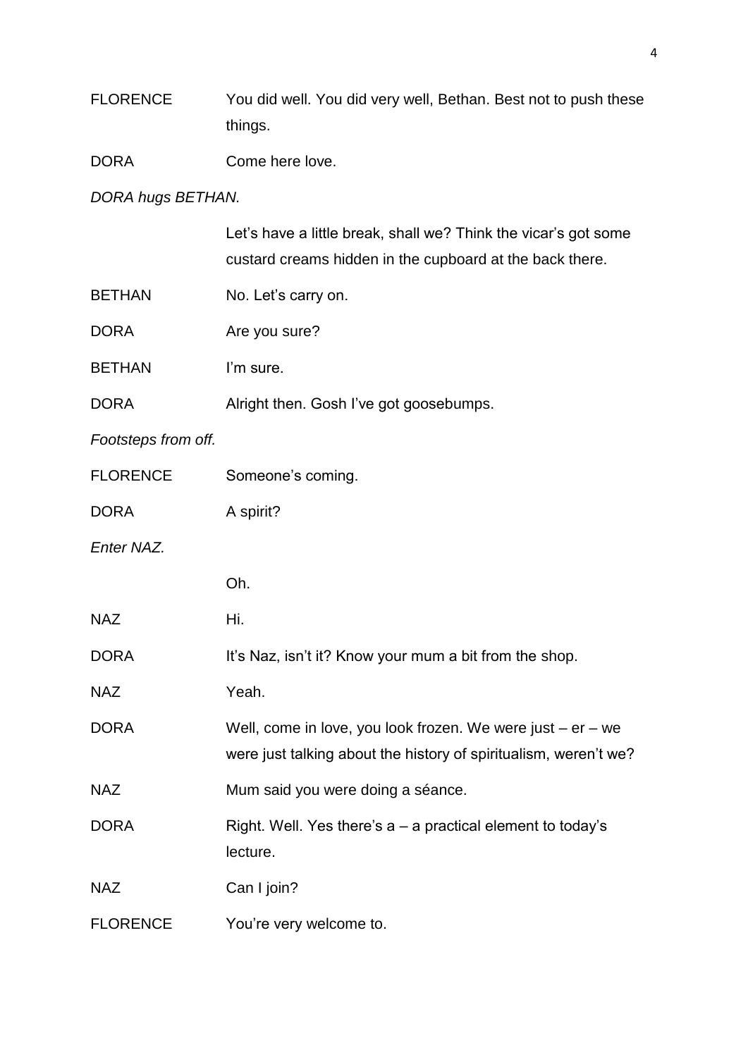FLORENCE You did well. You did very well, Bethan. Best not to push these things.

DORA Come here love.

*DORA hugs BETHAN.*

Let's have a little break, shall we? Think the vicar's got some custard creams hidden in the cupboard at the back there.

BETHAN No. Let's carry on.

DORA Are you sure?

BETHAN I'm sure.

DORA Alright then. Gosh I've got goosebumps.

*Footsteps from off.*

FLORENCE Someone's coming.

DORA A spirit?

*Enter NAZ.*

Oh.

NAZ Hi.

DORA It's Naz, isn't it? Know your mum a bit from the shop.

NAZ Yeah.

DORA Well, come in love, you look frozen. We were just – er – we were just talking about the history of spiritualism, weren't we?

NAZ Mum said you were doing a séance.

DORA Right. Well. Yes there's a – a practical element to today's lecture.

NAZ Can I join?

FLORENCE You're very welcome to.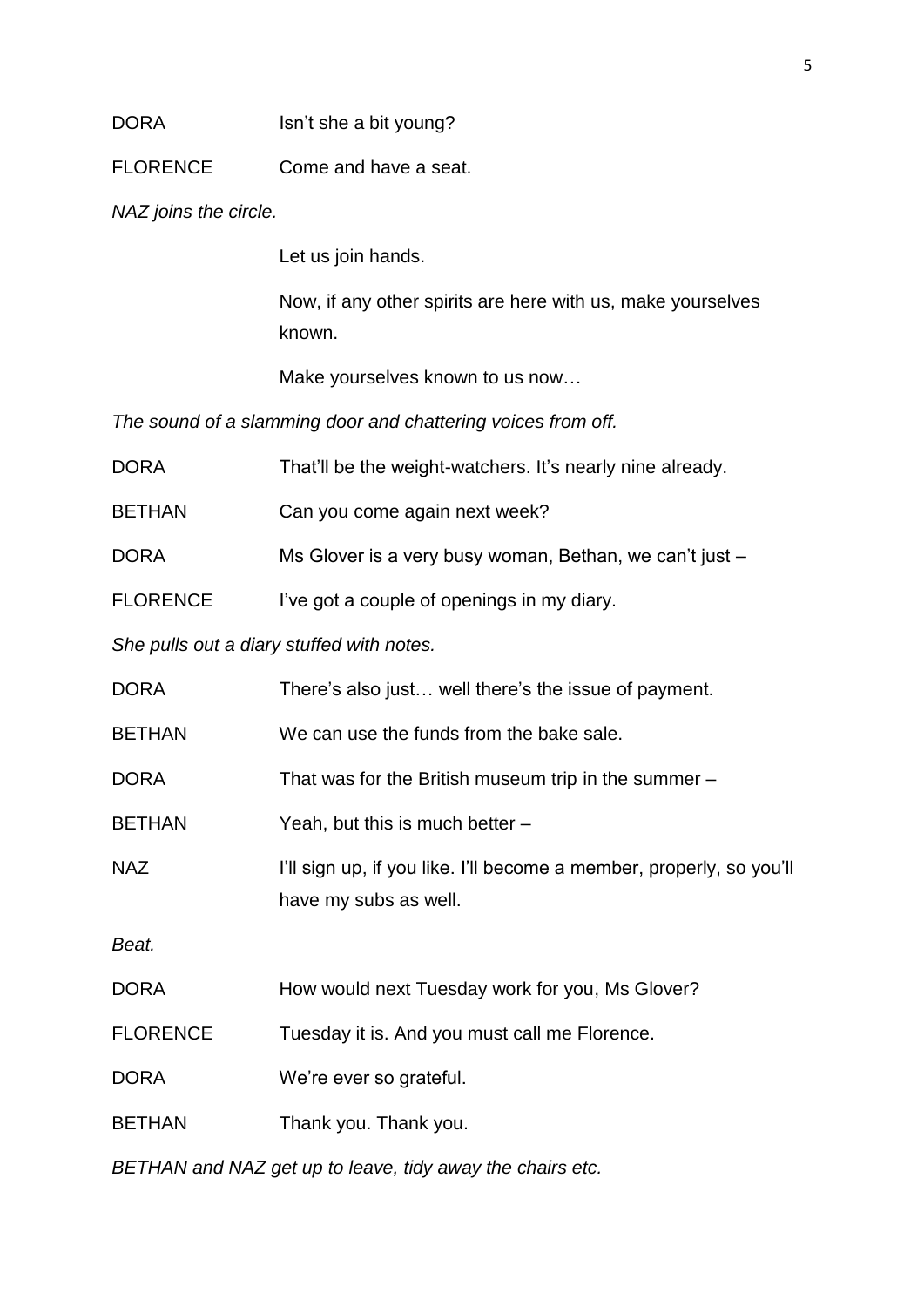DORA Isn't she a bit young?

FLORENCE Come and have a seat.

*NAZ joins the circle.*

Let us join hands.

Now, if any other spirits are here with us, make yourselves known.

Make yourselves known to us now…

*The sound of a slamming door and chattering voices from off.*

DORA That'll be the weight-watchers. It's nearly nine already.

BETHAN Can you come again next week?

DORA Ms Glover is a very busy woman, Bethan, we can't just –

FLORENCE I've got a couple of openings in my diary.

*She pulls out a diary stuffed with notes.*

DORA There's also just… well there's the issue of payment.

BETHAN We can use the funds from the bake sale.

DORA That was for the British museum trip in the summer –

BETHAN Yeah, but this is much better –

NAZ I'll sign up, if you like. I'll become a member, properly, so you'll have my subs as well.

*Beat.*

DORA How would next Tuesday work for you, Ms Glover?

FLORENCE Tuesday it is. And you must call me Florence.

DORA We're ever so grateful.

BETHAN Thank you. Thank you.

*BETHAN and NAZ get up to leave, tidy away the chairs etc.*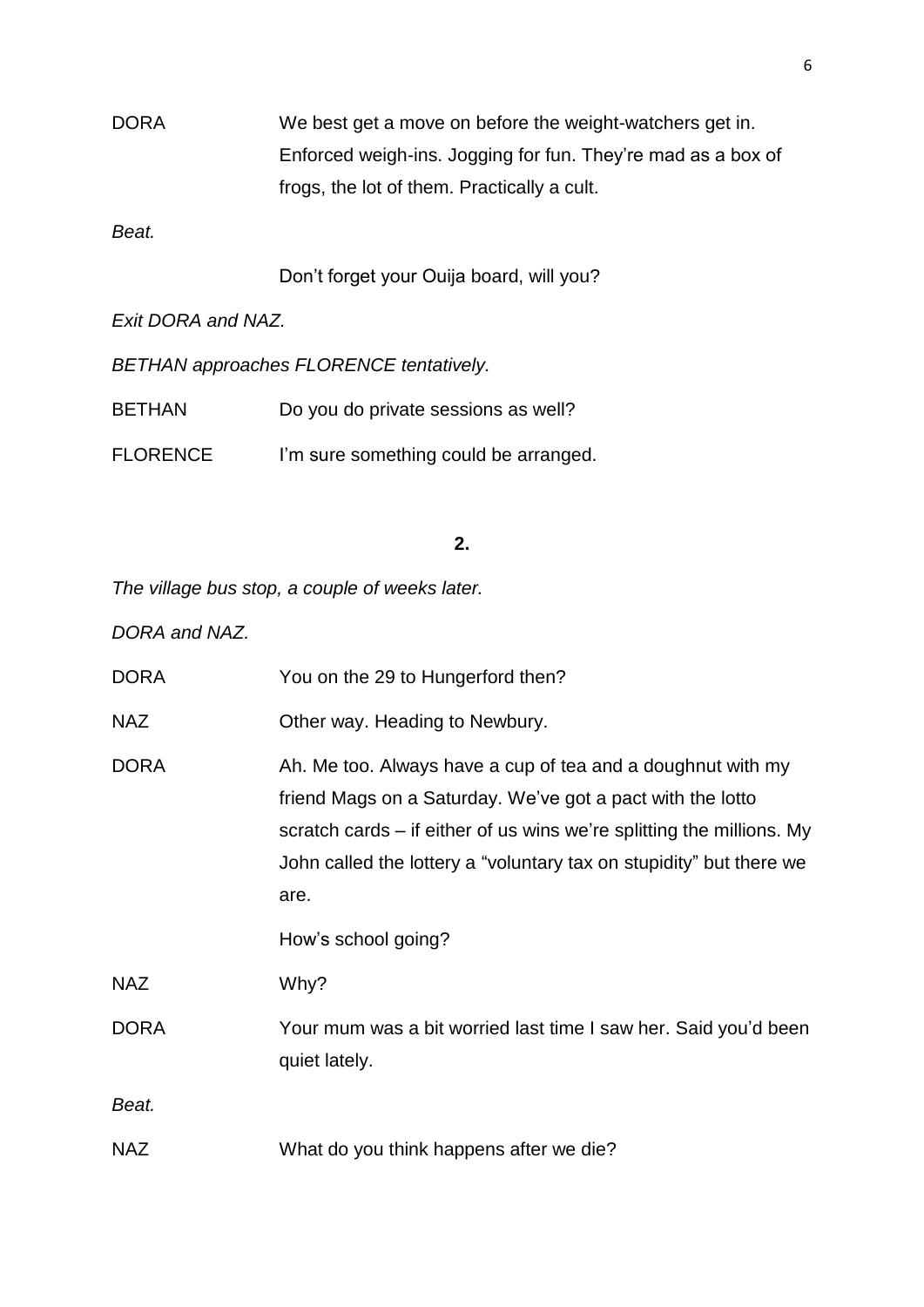DORA We best get a move on before the weight-watchers get in. Enforced weigh-ins. Jogging for fun. They're mad as a box of frogs, the lot of them. Practically a cult.

*Beat.*

Don't forget your Ouija board, will you?

*Exit DORA and NAZ.*

*BETHAN approaches FLORENCE tentatively.*

BETHAN Do you do private sessions as well?

FLORENCE I'm sure something could be arranged.

**2.**

*The village bus stop, a couple of weeks later.*

*DORA and NAZ.*

DORA You on the 29 to Hungerford then?

NAZ Other way. Heading to Newbury.

DORA Ah. Me too. Always have a cup of tea and a doughnut with my friend Mags on a Saturday. We've got a pact with the lotto scratch cards – if either of us wins we're splitting the millions. My John called the lottery a "voluntary tax on stupidity" but there we are.

How's school going?

NAZ Why?

DORA Your mum was a bit worried last time I saw her. Said you'd been quiet lately.

*Beat.*

NAZ What do you think happens after we die?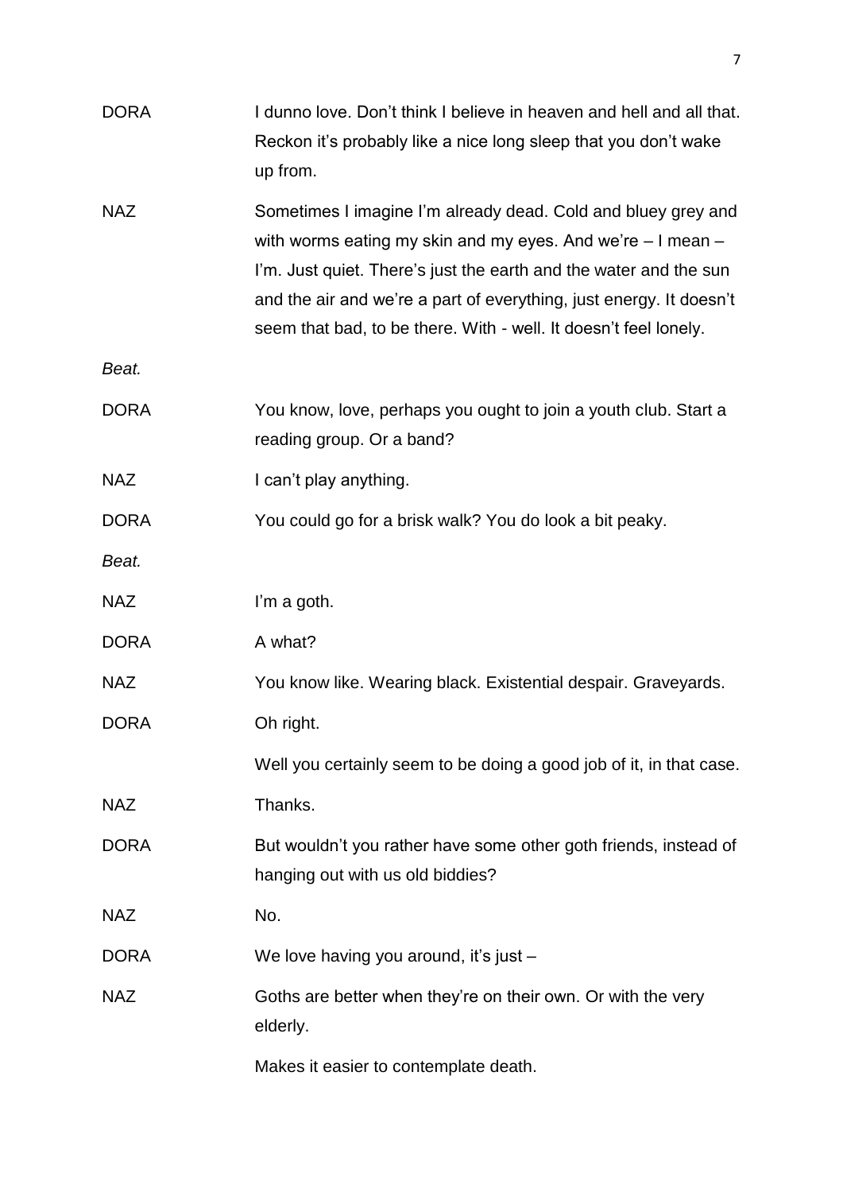DORA I dunno love. Don't think I believe in heaven and hell and all that. Reckon it's probably like a nice long sleep that you don't wake up from.

NAZ Sometimes I imagine I'm already dead. Cold and bluey grey and with worms eating my skin and my eyes. And we're – I mean – I'm. Just quiet. There's just the earth and the water and the sun and the air and we're a part of everything, just energy. It doesn't seem that bad, to be there. With - well. It doesn't feel lonely.

*Beat.*

DORA You know, love, perhaps you ought to join a youth club. Start a reading group. Or a band?

NAZ I can't play anything.

DORA You could go for a brisk walk? You do look a bit peaky.

*Beat.*

NAZ I'm a goth.

DORA A what?

NAZ You know like. Wearing black. Existential despair. Graveyards.

DORA Oh right.

Well you certainly seem to be doing a good job of it, in that case.

NAZ Thanks.

DORA But wouldn't you rather have some other goth friends, instead of hanging out with us old biddies?

NAZ No.

DORA We love having you around, it's just –

NAZ Goths are better when they're on their own. Or with the very elderly.

Makes it easier to contemplate death.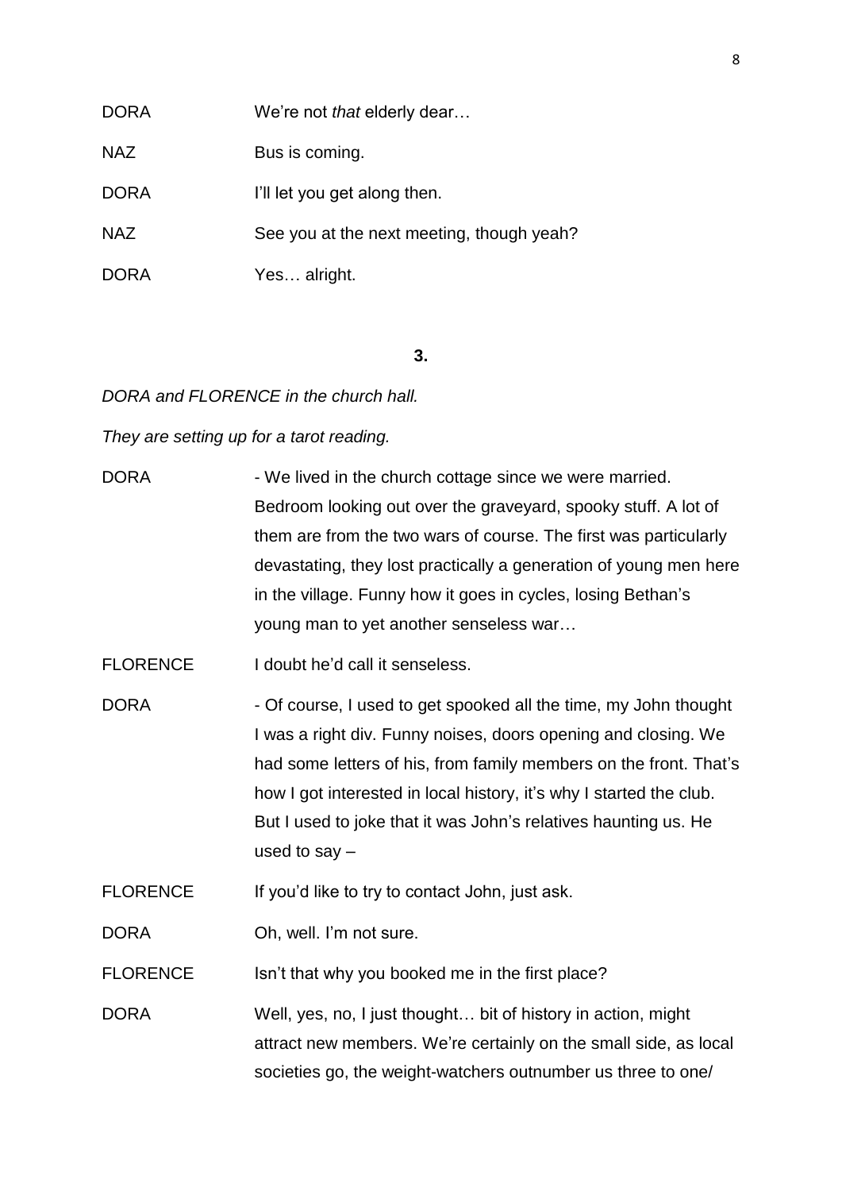DORA We're not *that* elderly dear…

NAZ Bus is coming.

DORA I'll let you get along then.

NAZ See you at the next meeting, though yeah?

DORA Yes… alright.

**3.**

*DORA and FLORENCE in the church hall.*

*They are setting up for a tarot reading.*

DORA - We lived in the church cottage since we were married. Bedroom looking out over the graveyard, spooky stuff. A lot of them are from the two wars of course. The first was particularly devastating, they lost practically a generation of young men here in the village. Funny how it goes in cycles, losing Bethan's young man to yet another senseless war…

FLORENCE I doubt he'd call it senseless.

DORA - Of course, I used to get spooked all the time, my John thought I was a right div. Funny noises, doors opening and closing. We had some letters of his, from family members on the front. That's how I got interested in local history, it's why I started the club. But I used to joke that it was John's relatives haunting us. He used to say –

FLORENCE If you'd like to try to contact John, just ask.

DORA Oh, well. I'm not sure.

FLORENCE Isn't that why you booked me in the first place?

DORA Well, yes, no, I just thought… bit of history in action, might attract new members. We're certainly on the small side, as local societies go, the weight-watchers outnumber us three to one/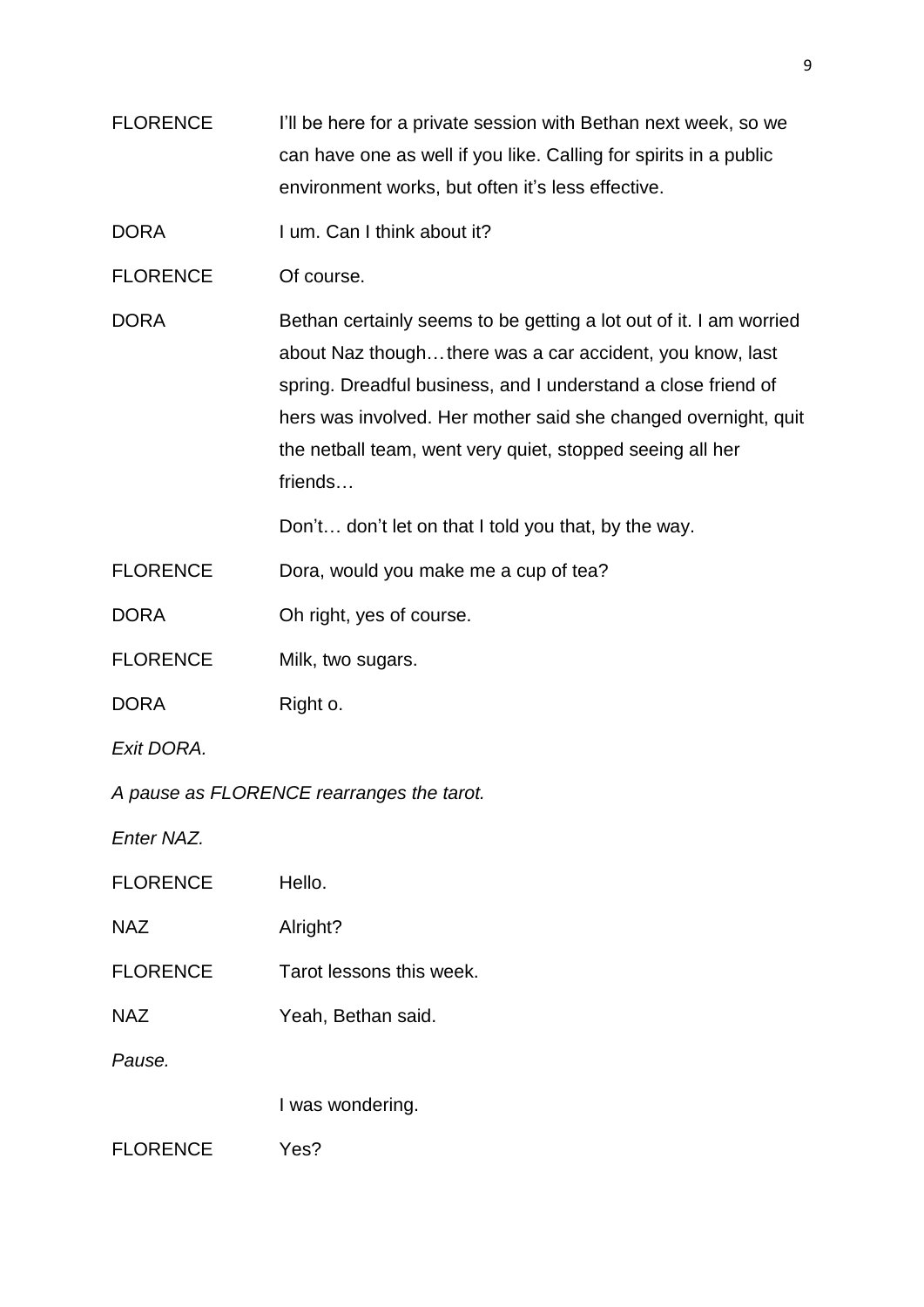FLORENCE I'll be here for a private session with Bethan next week, so we can have one as well if you like. Calling for spirits in a public environment works, but often it's less effective.

DORA I um. Can I think about it?

FLORENCE Of course.

DORA Bethan certainly seems to be getting a lot out of it. I am worried about Naz though…there was a car accident, you know, last spring. Dreadful business, and I understand a close friend of hers was involved. Her mother said she changed overnight, quit the netball team, went very quiet, stopped seeing all her friends…

Don't… don't let on that I told you that, by the way.

FLORENCE Dora, would you make me a cup of tea?

DORA Oh right, yes of course.

FLORENCE Milk, two sugars.

DORA Right o.

*Exit DORA.*

*A pause as FLORENCE rearranges the tarot.*

*Enter NAZ.*

FLORENCE Hello.

NAZ Alright?

FLORENCE Tarot lessons this week.

NAZ Yeah, Bethan said.

*Pause.*

I was wondering.

FLORENCE Yes?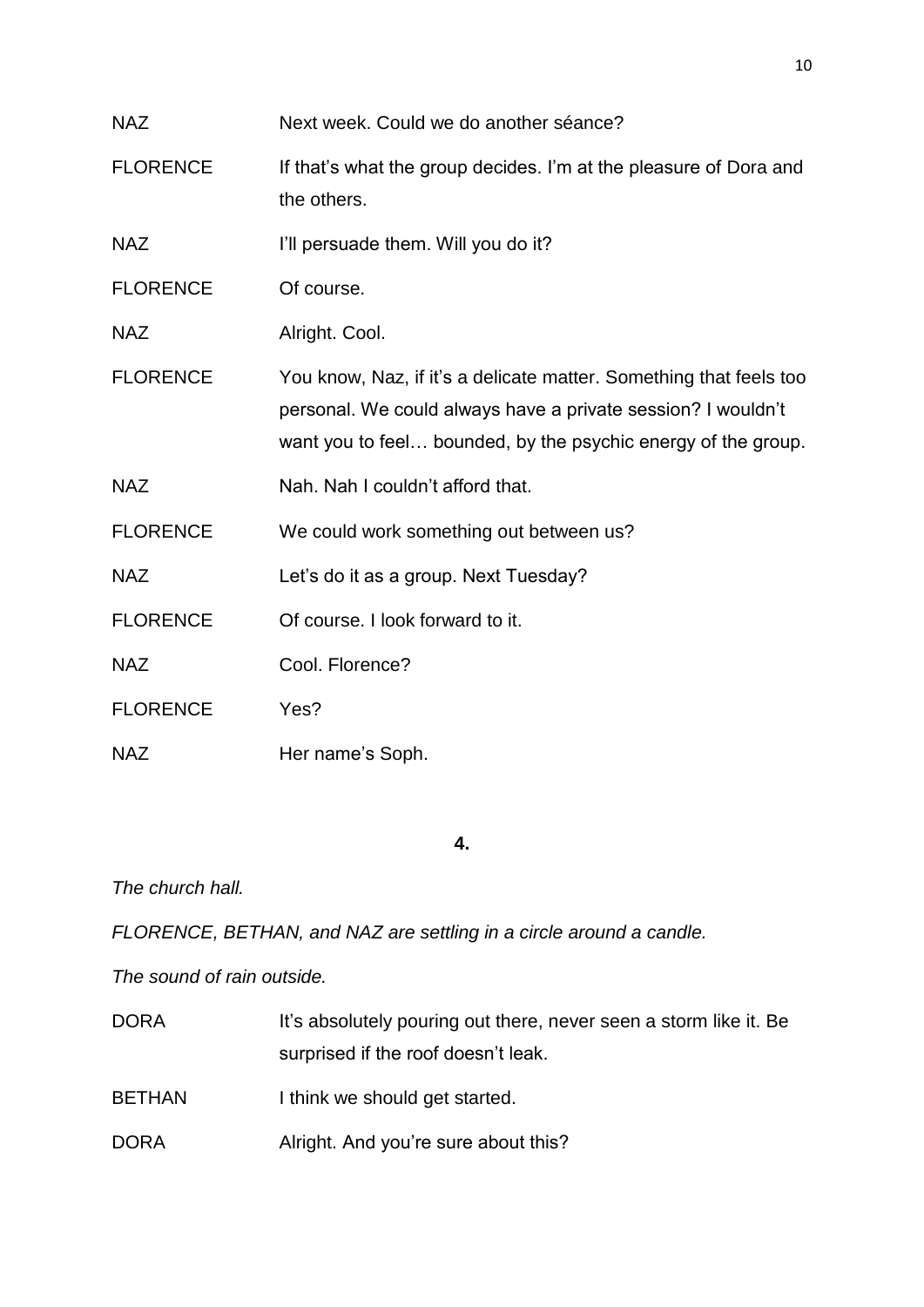| | |
|---|---|
| NAZ | Next week. Could we do another séance? |
| FLORENCE | If that's what the group decides. I'm at the pleasure of Dora and the others. |
| NAZ | I'll persuade them. Will you do it? |
| FLORENCE | Of course. |
| NAZ | Alright. Cool. |
| FLORENCE | You know, Naz, if it's a delicate matter. Something that feels too personal. We could always have a private session? I wouldn't want you to feel… bounded, by the psychic energy of the group. |
| NAZ | Nah. Nah I couldn't afford that. |
| FLORENCE | We could work something out between us? |
| NAZ | Let's do it as a group. Next Tuesday? |
| FLORENCE | Of course. I look forward to it. |
| NAZ | Cool. Florence? |
| FLORENCE | Yes? |
| NAZ | Her name's Soph. |

**4.**

*The church hall.*

*FLORENCE, BETHAN, and NAZ are settling in a circle around a candle.*

*The sound of rain outside.*

| | |
|---|---|
| DORA | It's absolutely pouring out there, never seen a storm like it. Be surprised if the roof doesn't leak. |
| BETHAN | I think we should get started. |
| DORA | Alright. And you're sure about this? |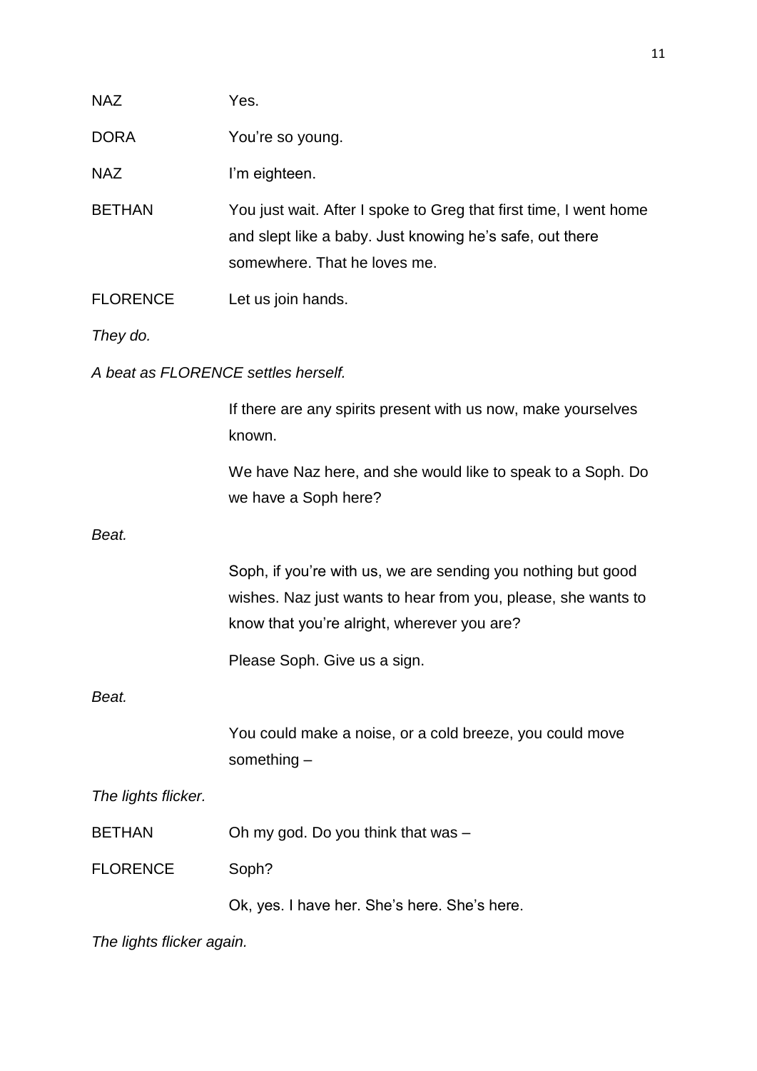NAZ Yes.

DORA You're so young.

NAZ I'm eighteen.

BETHAN You just wait. After I spoke to Greg that first time, I went home and slept like a baby. Just knowing he's safe, out there somewhere. That he loves me.

FLORENCE Let us join hands.

*They do.*

*A beat as FLORENCE settles herself.*

If there are any spirits present with us now, make yourselves known.

We have Naz here, and she would like to speak to a Soph. Do we have a Soph here?

*Beat.*

Soph, if you're with us, we are sending you nothing but good wishes. Naz just wants to hear from you, please, she wants to know that you're alright, wherever you are?

Please Soph. Give us a sign.

*Beat.*

You could make a noise, or a cold breeze, you could move something –

*The lights flicker.*

BETHAN Oh my god. Do you think that was –

FLORENCE Soph?

Ok, yes. I have her. She's here. She's here.

*The lights flicker again.*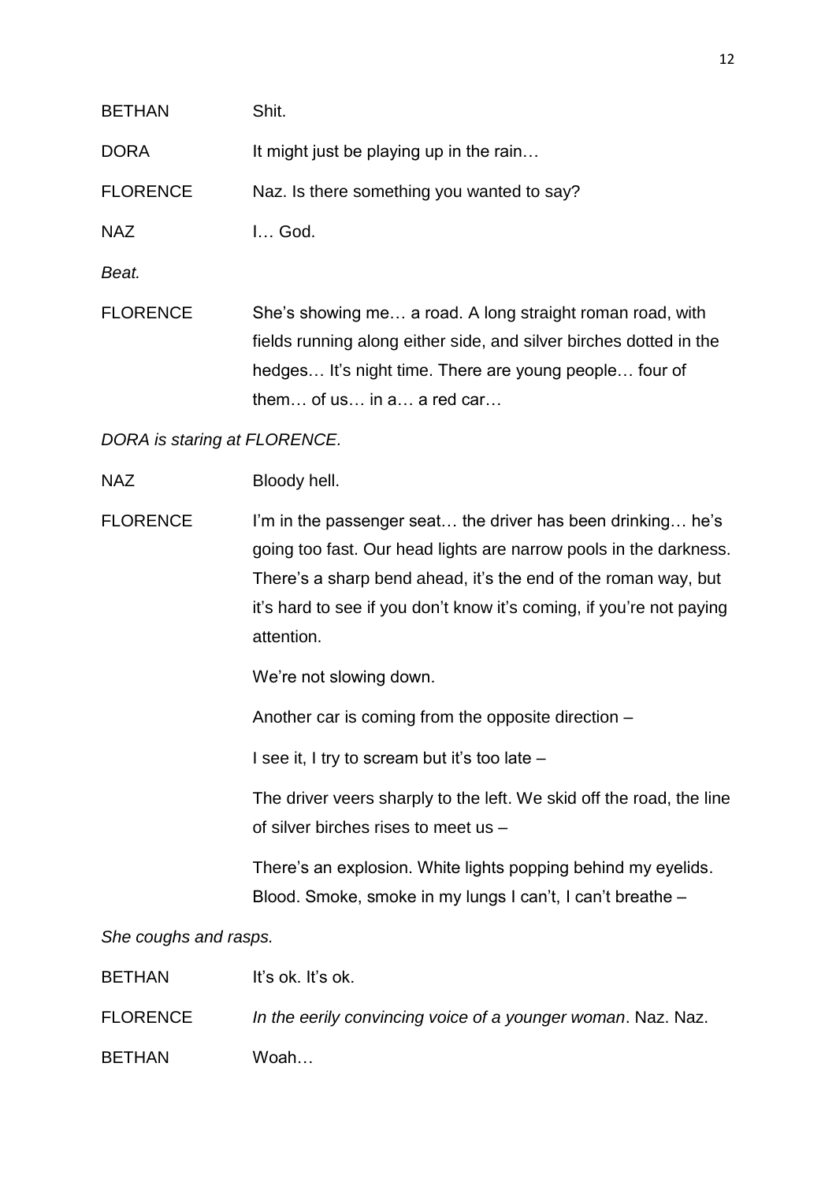BETHAN Shit.

DORA It might just be playing up in the rain…

FLORENCE Naz. Is there something you wanted to say?

NAZ I… God.

*Beat.*

FLORENCE She's showing me… a road. A long straight roman road, with fields running along either side, and silver birches dotted in the hedges… It's night time. There are young people… four of them… of us… in a… a red car…

*DORA is staring at FLORENCE.*

NAZ Bloody hell.

FLORENCE I'm in the passenger seat… the driver has been drinking… he's going too fast. Our head lights are narrow pools in the darkness. There's a sharp bend ahead, it's the end of the roman way, but it's hard to see if you don't know it's coming, if you're not paying attention.

We're not slowing down.

Another car is coming from the opposite direction –

I see it, I try to scream but it's too late –

The driver veers sharply to the left. We skid off the road, the line of silver birches rises to meet us –

There's an explosion. White lights popping behind my eyelids. Blood. Smoke, smoke in my lungs I can't, I can't breathe –

*She coughs and rasps.*

BETHAN It's ok. It's ok.

FLORENCE *In the eerily convincing voice of a younger woman*. Naz. Naz.

BETHAN Woah…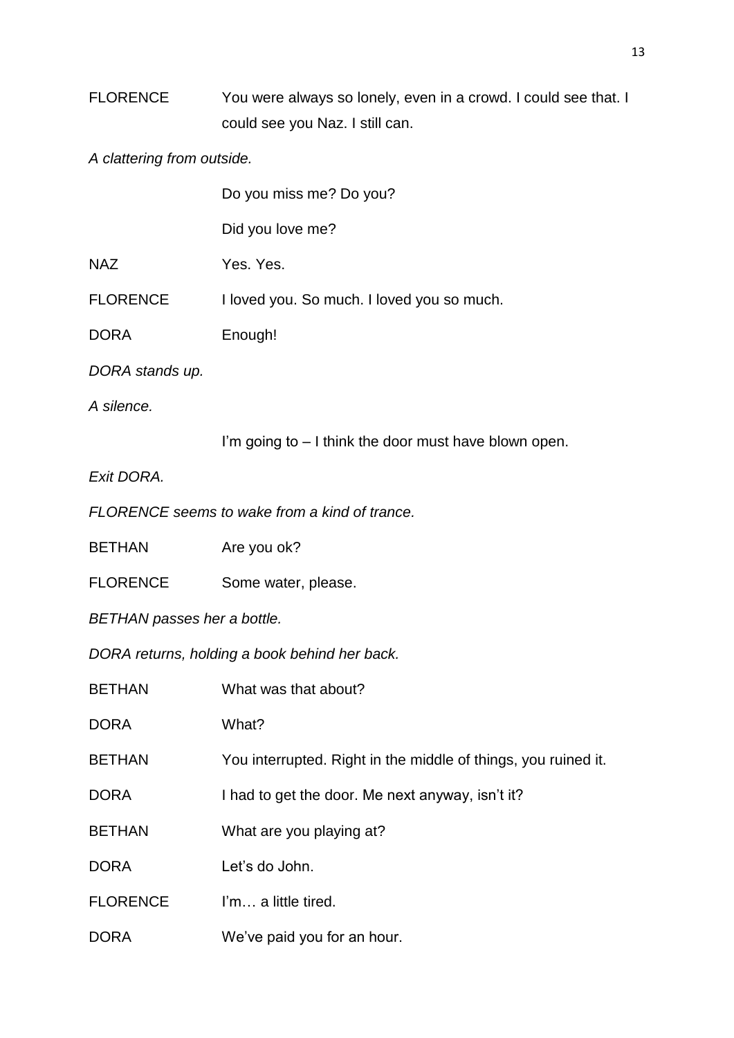FLORENCE You were always so lonely, even in a crowd. I could see that. I could see you Naz. I still can.

*A clattering from outside.*

Do you miss me? Do you?

Did you love me?

NAZ Yes. Yes.

FLORENCE I loved you. So much. I loved you so much.

DORA Enough!

*DORA stands up.*

*A silence.*

I'm going to – I think the door must have blown open.

*Exit DORA.*

*FLORENCE seems to wake from a kind of trance.*

BETHAN Are you ok?

FLORENCE Some water, please.

*BETHAN passes her a bottle.*

*DORA returns, holding a book behind her back.*

BETHAN What was that about?

DORA What?

BETHAN You interrupted. Right in the middle of things, you ruined it.

DORA I had to get the door. Me next anyway, isn't it?

BETHAN What are you playing at?

DORA Let's do John.

FLORENCE I'm… a little tired.

DORA We've paid you for an hour.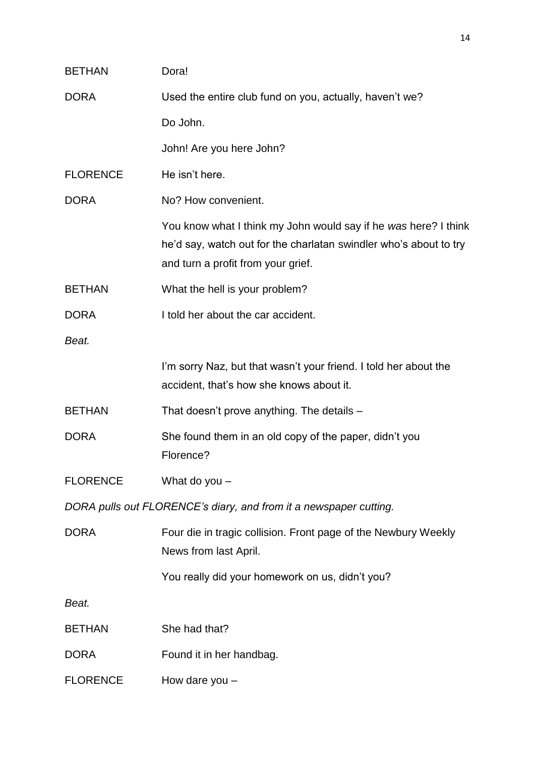BETHAN Dora!

DORA Used the entire club fund on you, actually, haven't we?

Do John.

John! Are you here John?

FLORENCE He isn't here.

DORA No? How convenient.

You know what I think my John would say if he *was* here? I think he'd say, watch out for the charlatan swindler who's about to try and turn a profit from your grief.

BETHAN What the hell is your problem?

DORA I told her about the car accident.

*Beat.*

I'm sorry Naz, but that wasn't your friend. I told her about the accident, that's how she knows about it.

BETHAN That doesn't prove anything. The details –

DORA She found them in an old copy of the paper, didn't you Florence?

FLORENCE What do you –

*DORA pulls out FLORENCE's diary, and from it a newspaper cutting.*

DORA Four die in tragic collision. Front page of the Newbury Weekly News from last April.

You really did your homework on us, didn't you?

*Beat.*

BETHAN She had that?

DORA Found it in her handbag.

FLORENCE How dare you –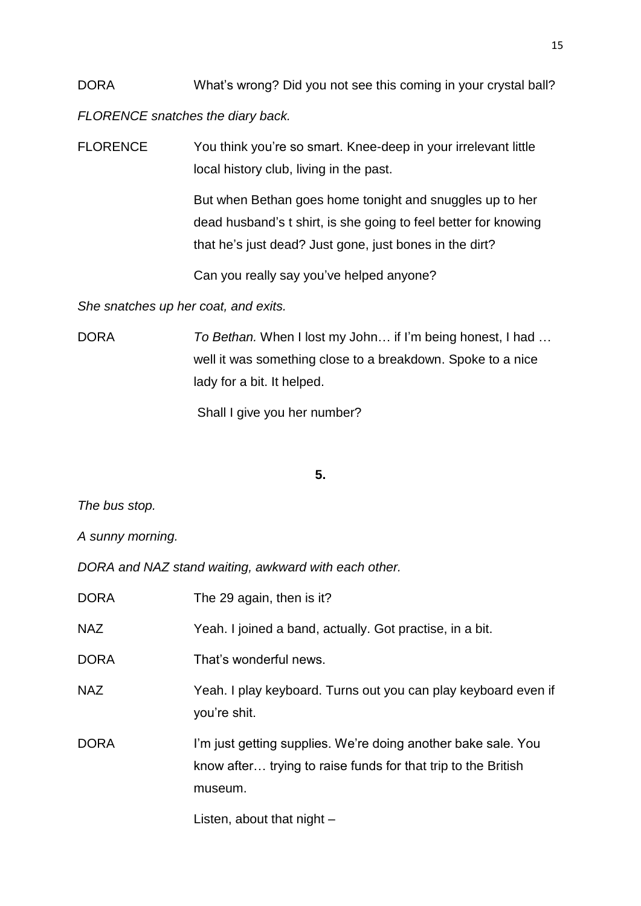DORA What's wrong? Did you not see this coming in your crystal ball?

*FLORENCE snatches the diary back.*

FLORENCE You think you're so smart. Knee-deep in your irrelevant little local history club, living in the past.

But when Bethan goes home tonight and snuggles up to her dead husband's t shirt, is she going to feel better for knowing that he's just dead? Just gone, just bones in the dirt?

Can you really say you've helped anyone?

*She snatches up her coat, and exits.*

DORA *To Bethan.* When I lost my John… if I'm being honest, I had … well it was something close to a breakdown. Spoke to a nice lady for a bit. It helped.

Shall I give you her number?

**5.**

*The bus stop.*

*A sunny morning.*

*DORA and NAZ stand waiting, awkward with each other.*

DORA The 29 again, then is it?

NAZ Yeah. I joined a band, actually. Got practise, in a bit.

DORA That's wonderful news.

NAZ Yeah. I play keyboard. Turns out you can play keyboard even if you're shit.

DORA I'm just getting supplies. We're doing another bake sale. You know after… trying to raise funds for that trip to the British museum.

Listen, about that night –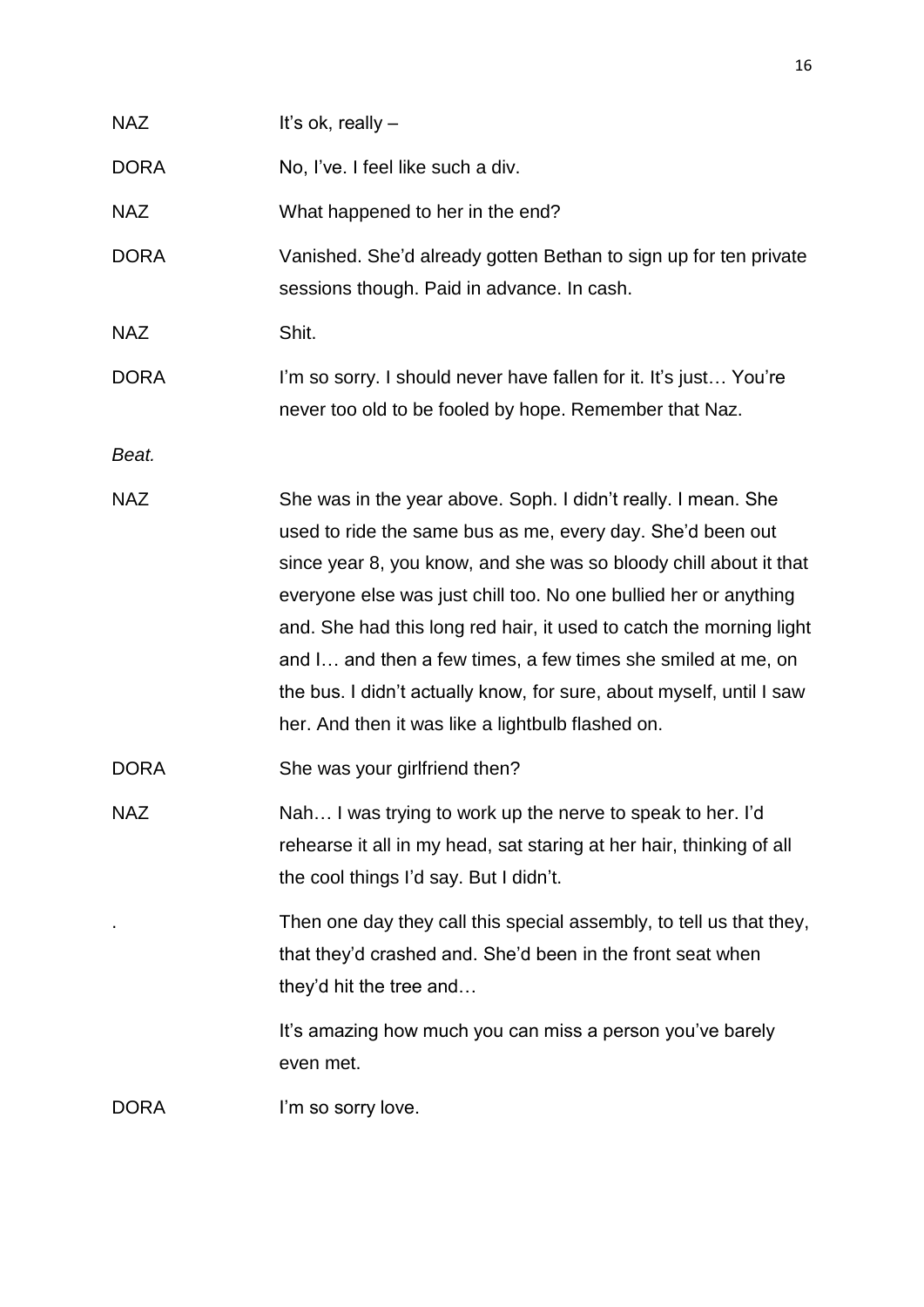NAZ It's ok, really –

DORA No, I've. I feel like such a div.

NAZ What happened to her in the end?

DORA Vanished. She'd already gotten Bethan to sign up for ten private sessions though. Paid in advance. In cash.

NAZ Shit.

DORA I'm so sorry. I should never have fallen for it. It's just… You're never too old to be fooled by hope. Remember that Naz.

*Beat.*

NAZ She was in the year above. Soph. I didn't really. I mean. She used to ride the same bus as me, every day. She'd been out since year 8, you know, and she was so bloody chill about it that everyone else was just chill too. No one bullied her or anything and. She had this long red hair, it used to catch the morning light and I… and then a few times, a few times she smiled at me, on the bus. I didn't actually know, for sure, about myself, until I saw her. And then it was like a lightbulb flashed on.

DORA She was your girlfriend then?

NAZ Nah… I was trying to work up the nerve to speak to her. I'd rehearse it all in my head, sat staring at her hair, thinking of all the cool things I'd say. But I didn't.

. Then one day they call this special assembly, to tell us that they, that they'd crashed and. She'd been in the front seat when they'd hit the tree and…

It's amazing how much you can miss a person you've barely even met.

DORA I'm so sorry love.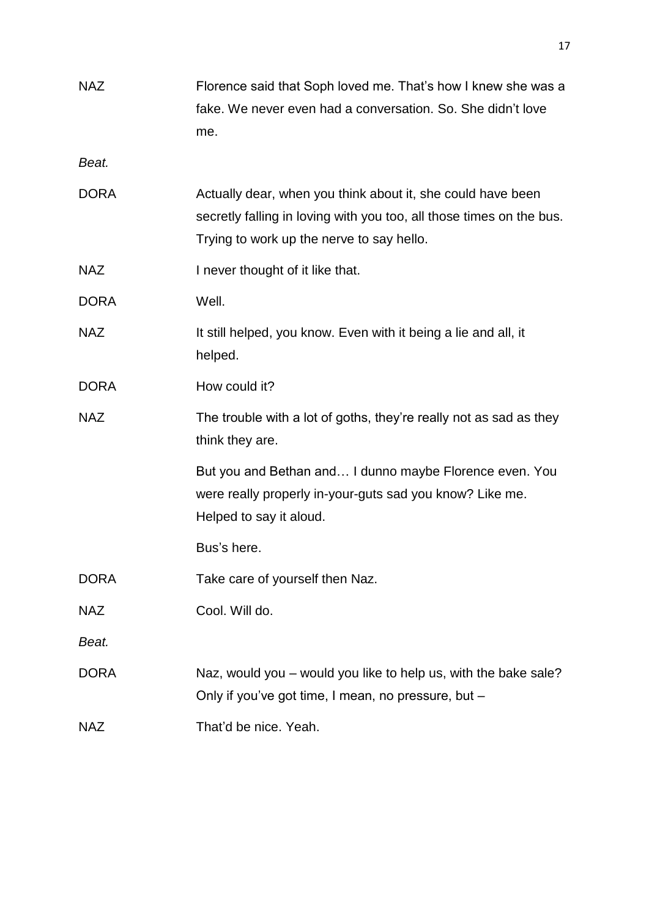NAZ Florence said that Soph loved me. That's how I knew she was a fake. We never even had a conversation. So. She didn't love me.

*Beat.*

DORA Actually dear, when you think about it, she could have been secretly falling in loving with you too, all those times on the bus. Trying to work up the nerve to say hello.

NAZ I never thought of it like that.

DORA Well.

NAZ It still helped, you know. Even with it being a lie and all, it helped.

DORA How could it?

NAZ The trouble with a lot of goths, they're really not as sad as they think they are.

But you and Bethan and… I dunno maybe Florence even. You were really properly in-your-guts sad you know? Like me. Helped to say it aloud.

Bus's here.

DORA Take care of yourself then Naz.

NAZ Cool. Will do.

*Beat.*

DORA Naz, would you – would you like to help us, with the bake sale? Only if you've got time, I mean, no pressure, but –

NAZ That'd be nice. Yeah.